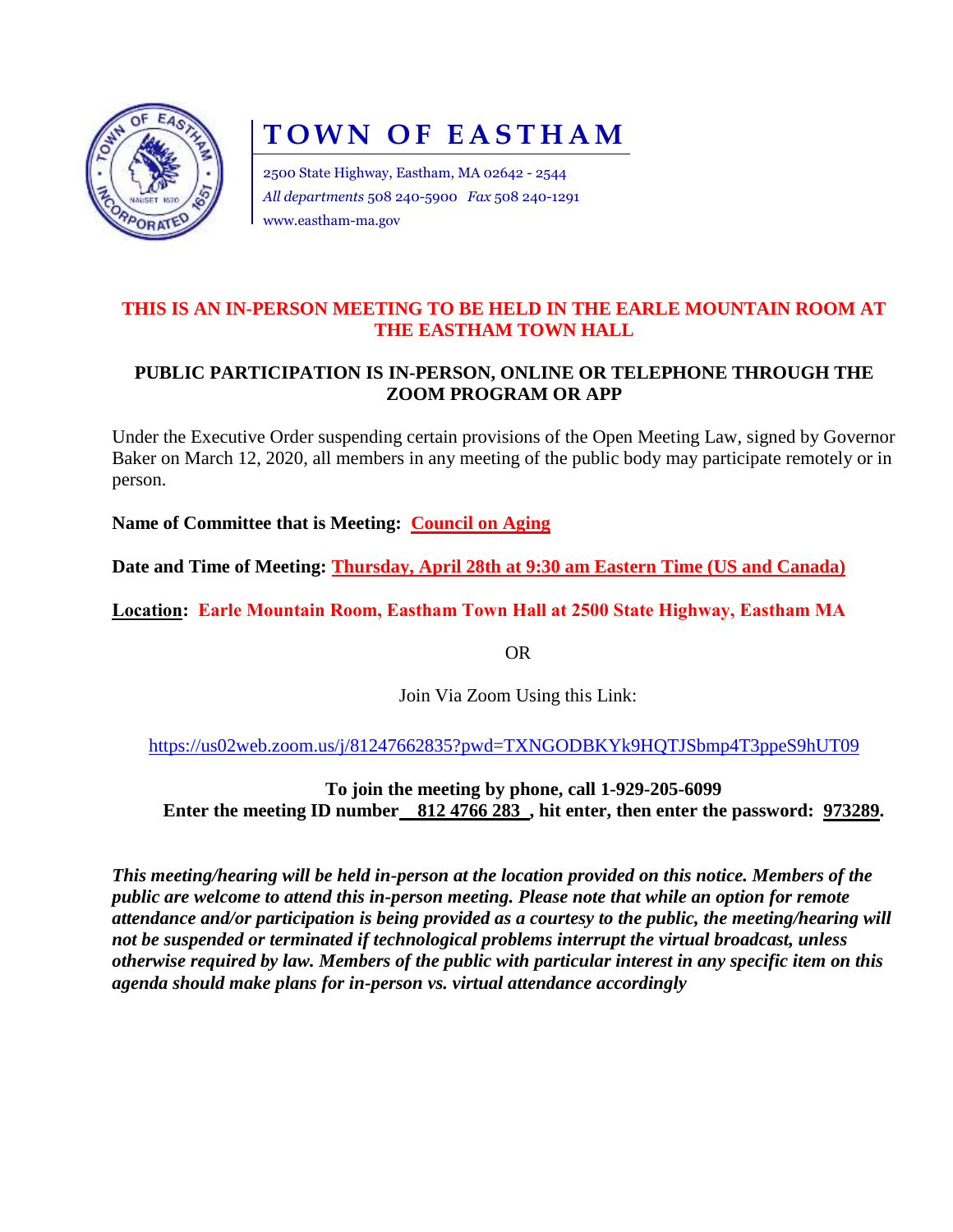# TOWN OF EASTHAM

2500 State Highway, Eastham, MA 02642 - 2544
*All departments* 508 240-5900 *Fax* 508 240-1291
www.eastham-ma.gov

**THIS IS AN IN-PERSON MEETING TO BE HELD IN THE EARLE MOUNTAIN ROOM AT THE EASTHAM TOWN HALL**

**PUBLIC PARTICIPATION IS IN-PERSON, ONLINE OR TELEPHONE THROUGH THE ZOOM PROGRAM OR APP**

Under the Executive Order suspending certain provisions of the Open Meeting Law, signed by Governor Baker on March 12, 2020, all members in any meeting of the public body may participate remotely or in person.

**Name of Committee that is Meeting: Council on Aging**

**Date and Time of Meeting: Thursday, April 28th at 9:30 am Eastern Time (US and Canada)**

**Location: Earle Mountain Room, Eastham Town Hall at 2500 State Highway, Eastham MA**

OR

Join Via Zoom Using this Link:

https://us02web.zoom.us/j/81247662835?pwd=TXNGODBKYk9HQTJSbmp4T3ppeS9hUT09

**To join the meeting by phone, call 1-929-205-6099**
**Enter the meeting ID number 812 4766 283 , hit enter, then enter the password: 973289.**

***This meeting/hearing will be held in-person at the location provided on this notice. Members of the public are welcome to attend this in-person meeting. Please note that while an option for remote attendance and/or participation is being provided as a courtesy to the public, the meeting/hearing will not be suspended or terminated if technological problems interrupt the virtual broadcast, unless otherwise required by law. Members of the public with particular interest in any specific item on this agenda should make plans for in-person vs. virtual attendance accordingly***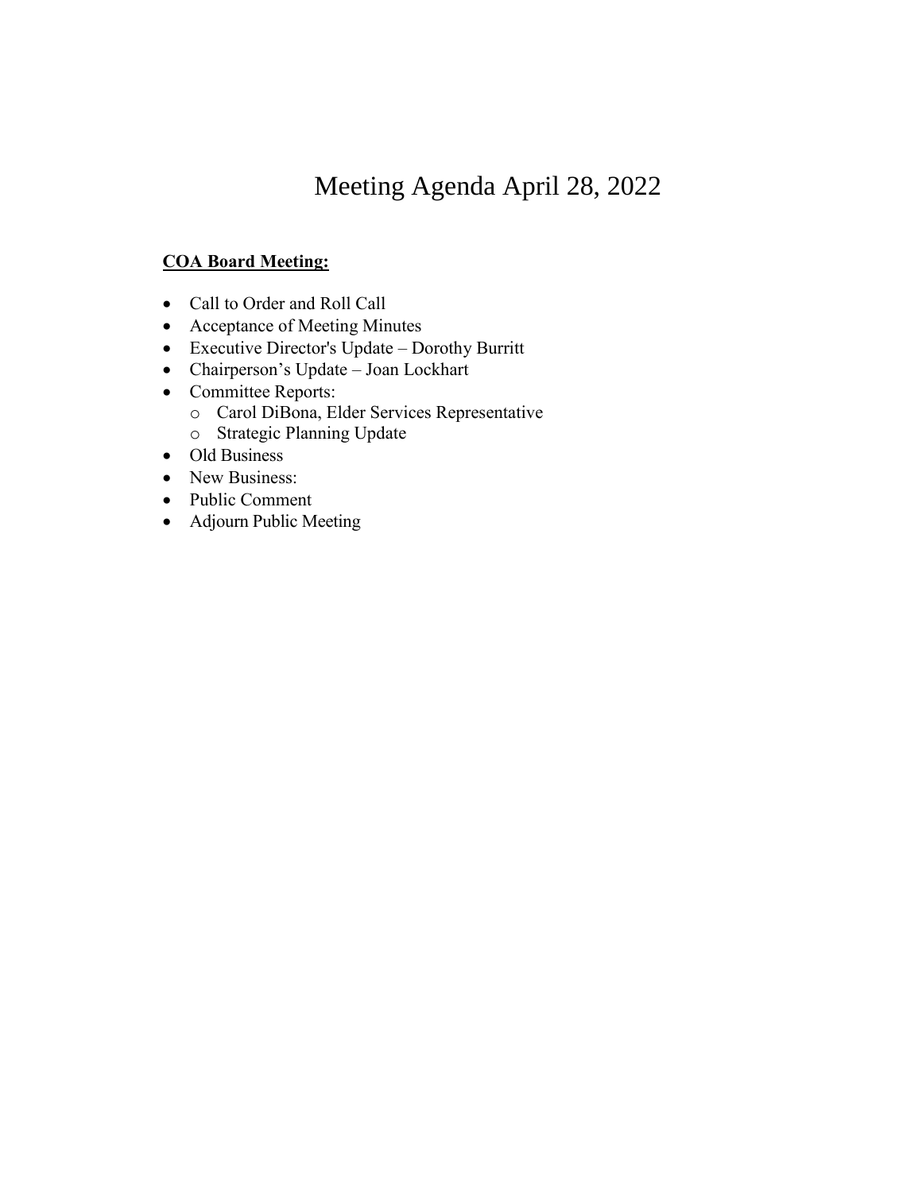# Meeting Agenda April 28, 2022

**COA Board Meeting:**

- Call to Order and Roll Call
- Acceptance of Meeting Minutes
- Executive Director's Update – Dorothy Burritt
- Chairperson's Update – Joan Lockhart
- Committee Reports:
  - Carol DiBona, Elder Services Representative
  - Strategic Planning Update
- Old Business
- New Business:
- Public Comment
- Adjourn Public Meeting